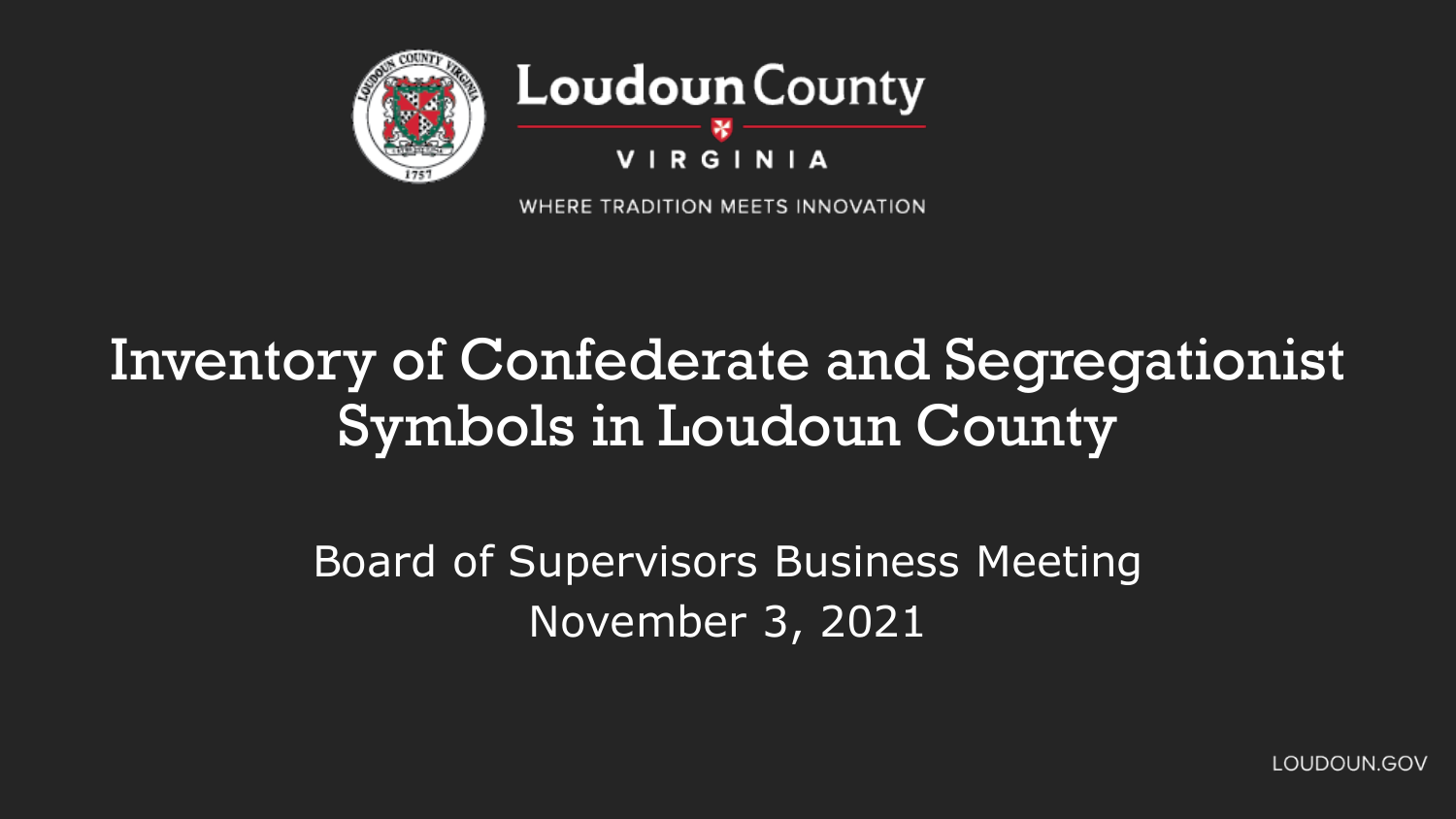Loudoun County

VIRGINIA

WHERE TRADITION MEETS INNOVATION

# Inventory of Confederate and Segregationist Symbols in Loudoun County

Board of Supervisors Business Meeting
November 3, 2021

LOUDOUN.GOV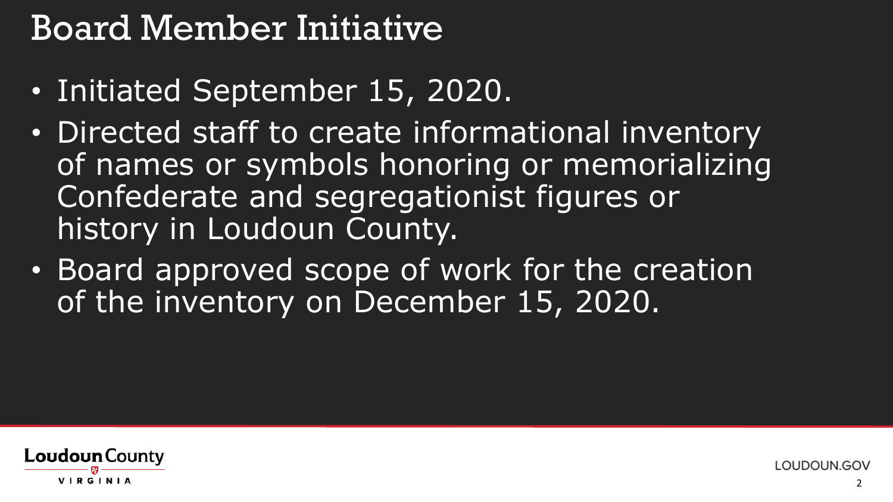# Board Member Initiative

- Initiated September 15, 2020.
- Directed staff to create informational inventory of names or symbols honoring or memorializing Confederate and segregationist figures or history in Loudoun County.
- Board approved scope of work for the creation of the inventory on December 15, 2020.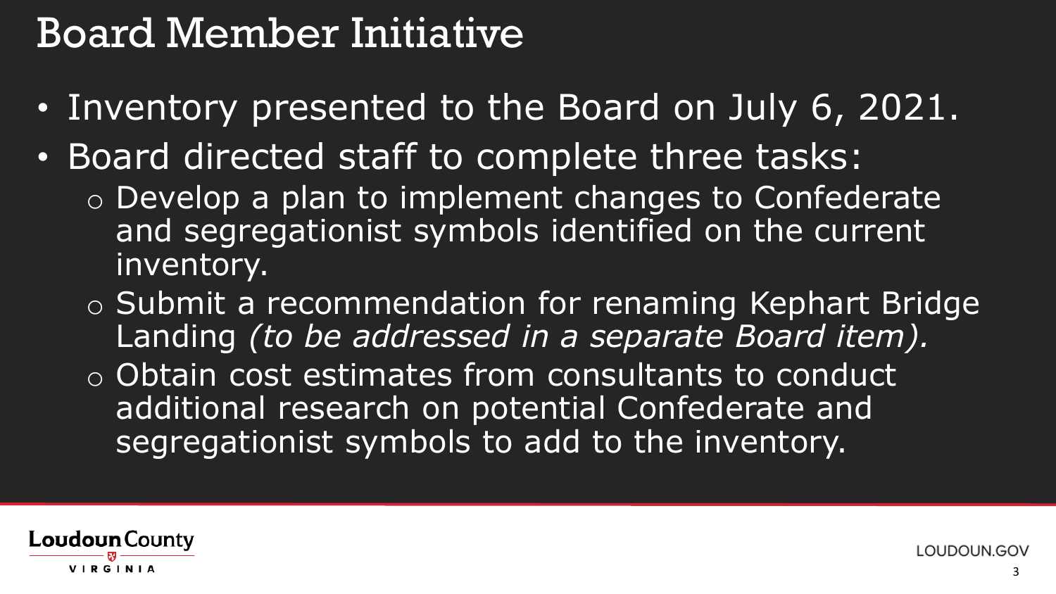# Board Member Initiative

- Inventory presented to the Board on July 6, 2021.
- Board directed staff to complete three tasks:
  - Develop a plan to implement changes to Confederate and segregationist symbols identified on the current inventory.
  - Submit a recommendation for renaming Kephart Bridge Landing *(to be addressed in a separate Board item).*
  - Obtain cost estimates from consultants to conduct additional research on potential Confederate and segregationist symbols to add to the inventory.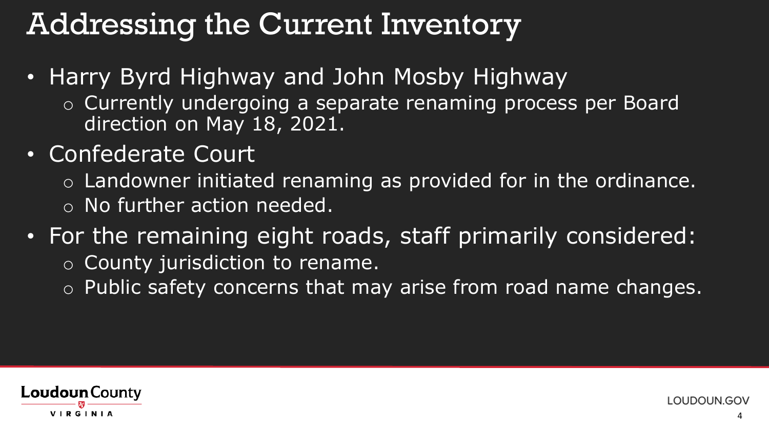# Addressing the Current Inventory

- Harry Byrd Highway and John Mosby Highway
  - Currently undergoing a separate renaming process per Board direction on May 18, 2021.
- Confederate Court
  - Landowner initiated renaming as provided for in the ordinance.
  - No further action needed.
- For the remaining eight roads, staff primarily considered:
  - County jurisdiction to rename.
  - Public safety concerns that may arise from road name changes.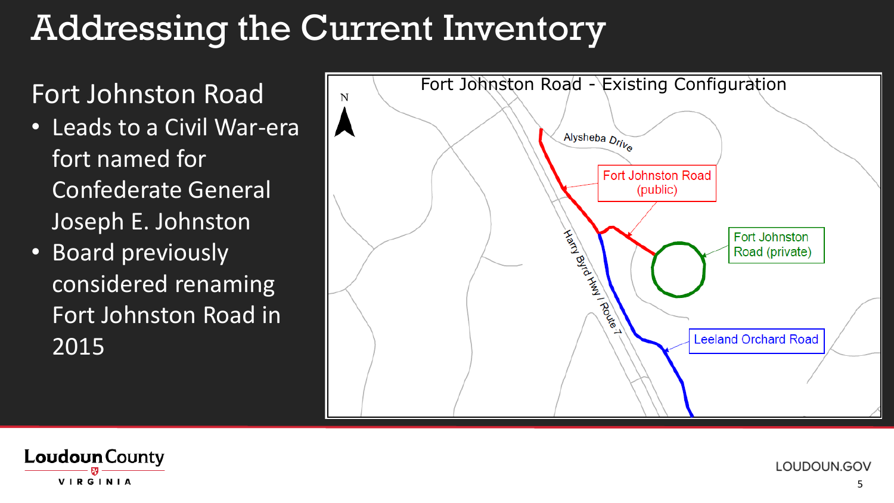# Addressing the Current Inventory

## Fort Johnston Road

- Leads to a Civil War-era fort named for Confederate General Joseph E. Johnston
- Board previously considered renaming Fort Johnston Road in 2015

**Fort Johnston Road - Existing Configuration**

N

Alysheba Drive

Fort Johnston Road (public)

Fort Johnston Road (private)

Harry Byrd Hwy / Route 7

Leeland Orchard Road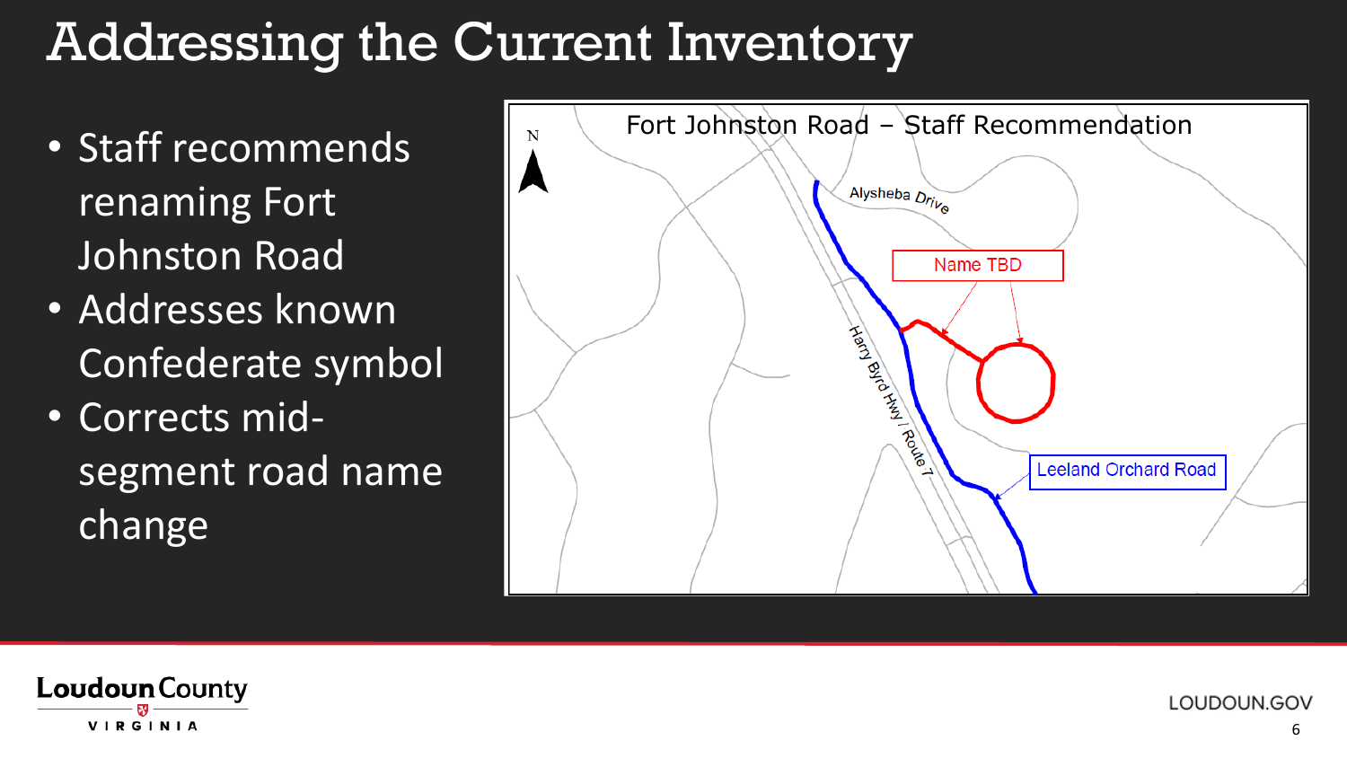# Addressing the Current Inventory

- Staff recommends renaming Fort Johnston Road
- Addresses known Confederate symbol
- Corrects mid-segment road name change

Fort Johnston Road – Staff Recommendation

N

Alysheba Drive

Name TBD

Harry Byrd Hwy / Route 7

Leeland Orchard Road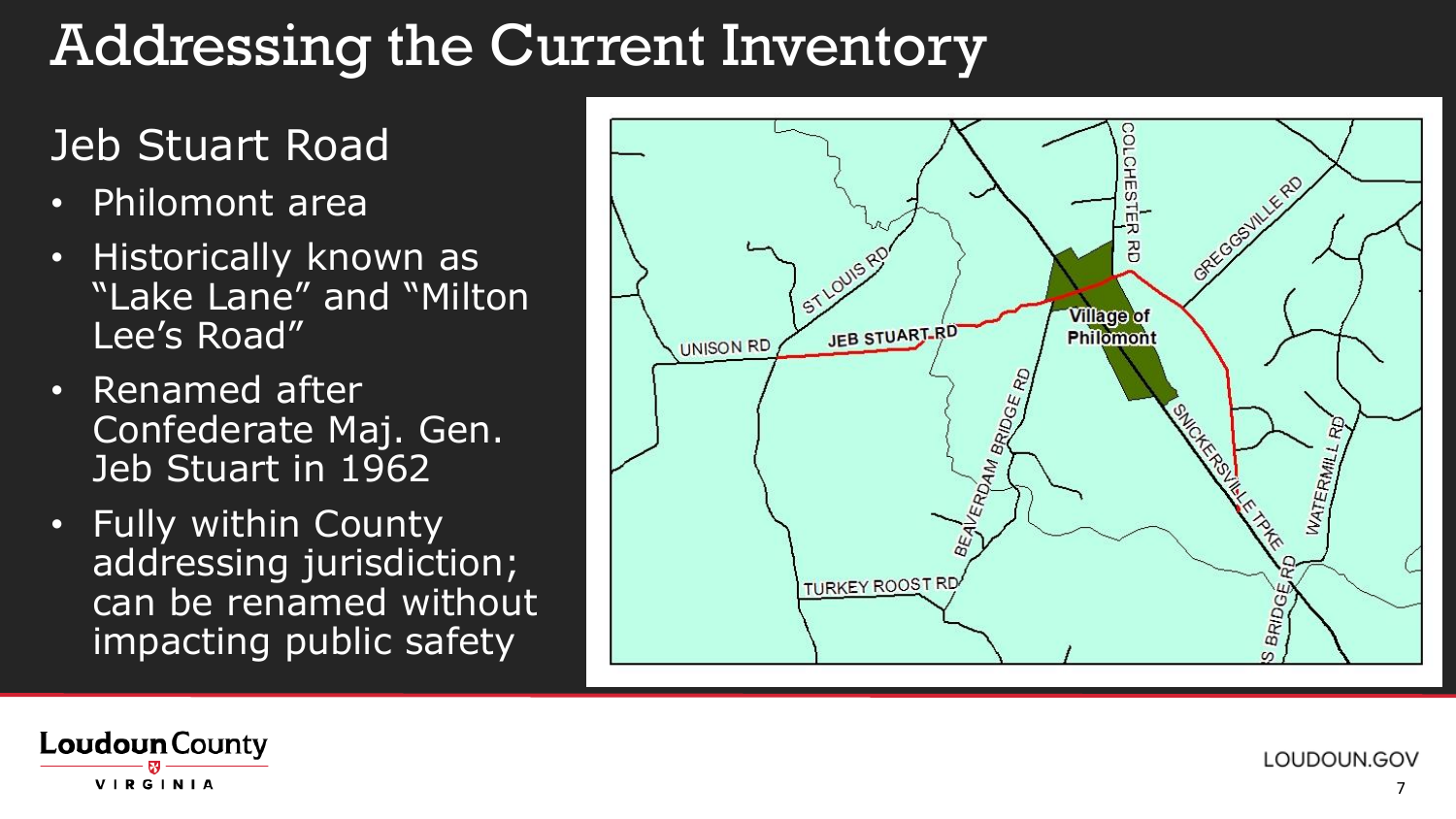# Addressing the Current Inventory

## Jeb Stuart Road

- Philomont area
- Historically known as "Lake Lane" and "Milton Lee's Road"
- Renamed after Confederate Maj. Gen. Jeb Stuart in 1962
- Fully within County addressing jurisdiction; can be renamed without impacting public safety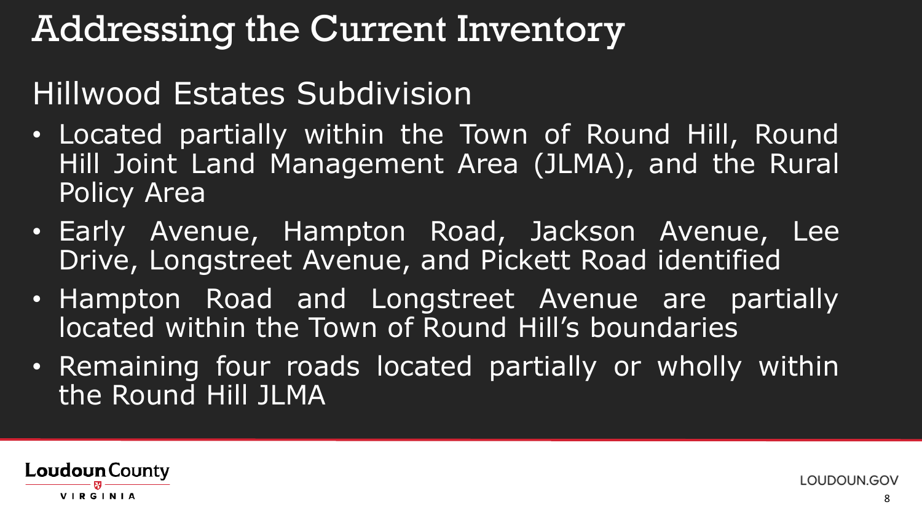# Addressing the Current Inventory

## Hillwood Estates Subdivision

- Located partially within the Town of Round Hill, Round Hill Joint Land Management Area (JLMA), and the Rural Policy Area
- Early Avenue, Hampton Road, Jackson Avenue, Lee Drive, Longstreet Avenue, and Pickett Road identified
- Hampton Road and Longstreet Avenue are partially located within the Town of Round Hill's boundaries
- Remaining four roads located partially or wholly within the Round Hill JLMA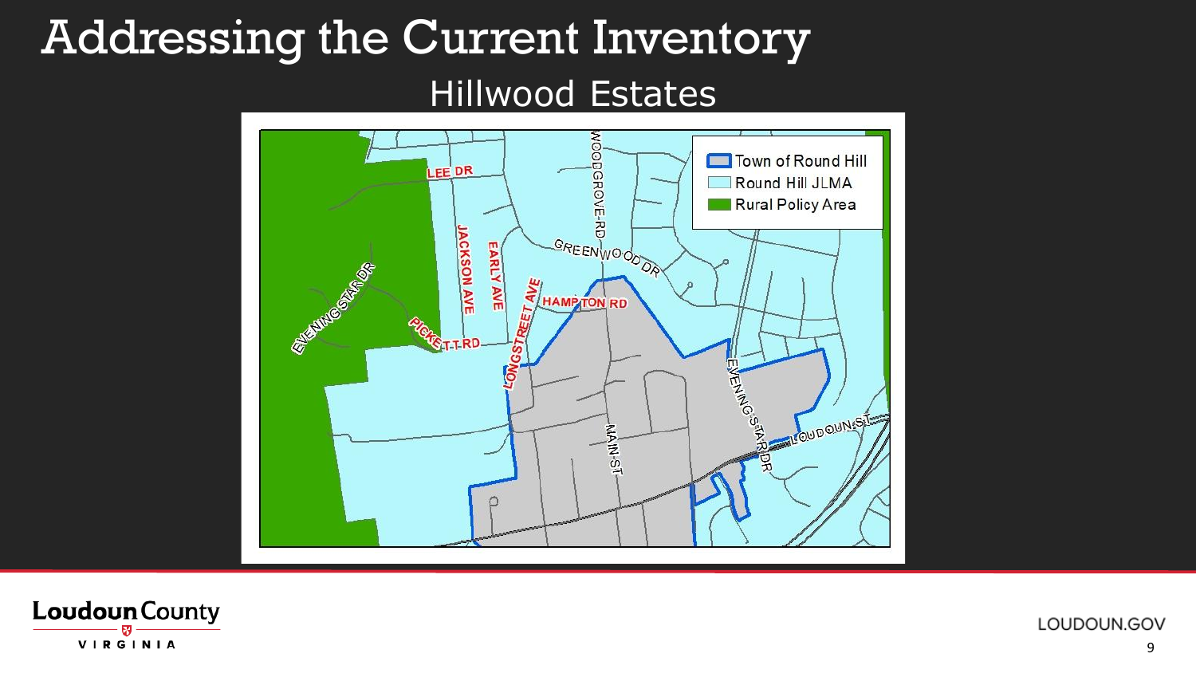# Addressing the Current Inventory

## Hillwood Estates

Town of Round Hill

Round Hill JLMA

Rural Policy Area

LEE DR

WOODGROVE RD

GREENWOOD DR

JACKSON AVE

EARLY AVE

LONGSTREET AVE

HAMPTON RD

EVENING STAR DR

PICKETT RD

MAIN ST

EVENING STAR DR

LOUDOUN ST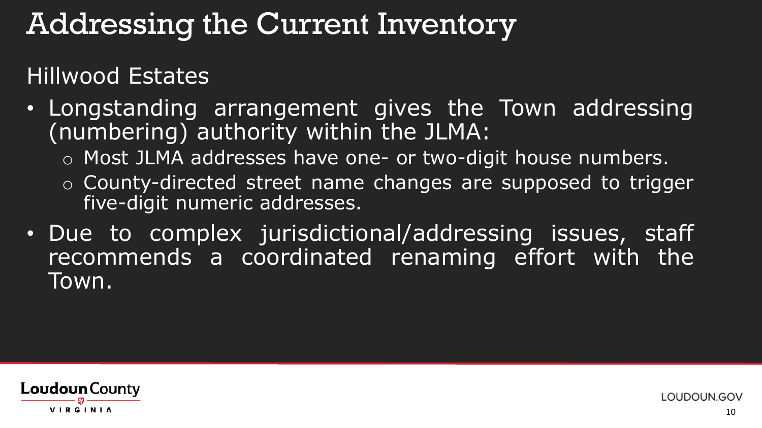# Addressing the Current Inventory

## Hillwood Estates

- Longstanding arrangement gives the Town addressing (numbering) authority within the JLMA:
  - Most JLMA addresses have one- or two-digit house numbers.
  - County-directed street name changes are supposed to trigger five-digit numeric addresses.
- Due to complex jurisdictional/addressing issues, staff recommends a coordinated renaming effort with the Town.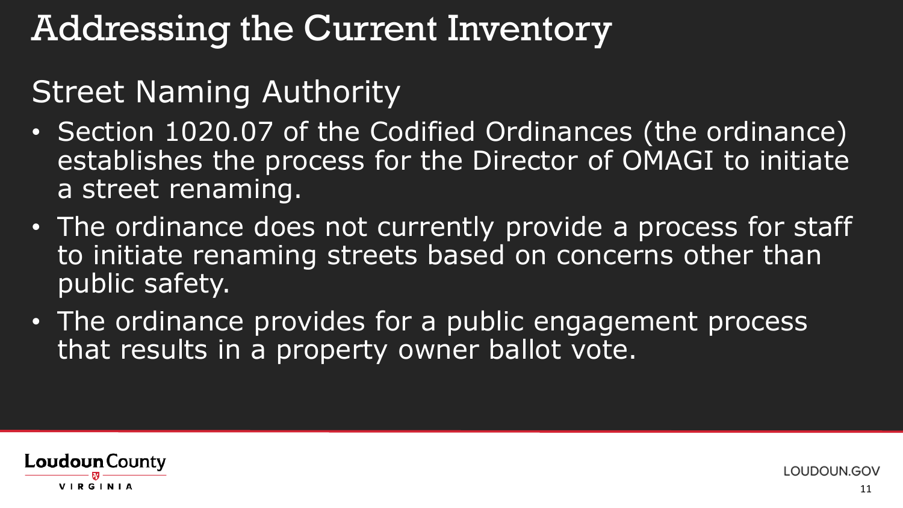# Addressing the Current Inventory

## Street Naming Authority

- Section 1020.07 of the Codified Ordinances (the ordinance) establishes the process for the Director of OMAGI to initiate a street renaming.
- The ordinance does not currently provide a process for staff to initiate renaming streets based on concerns other than public safety.
- The ordinance provides for a public engagement process that results in a property owner ballot vote.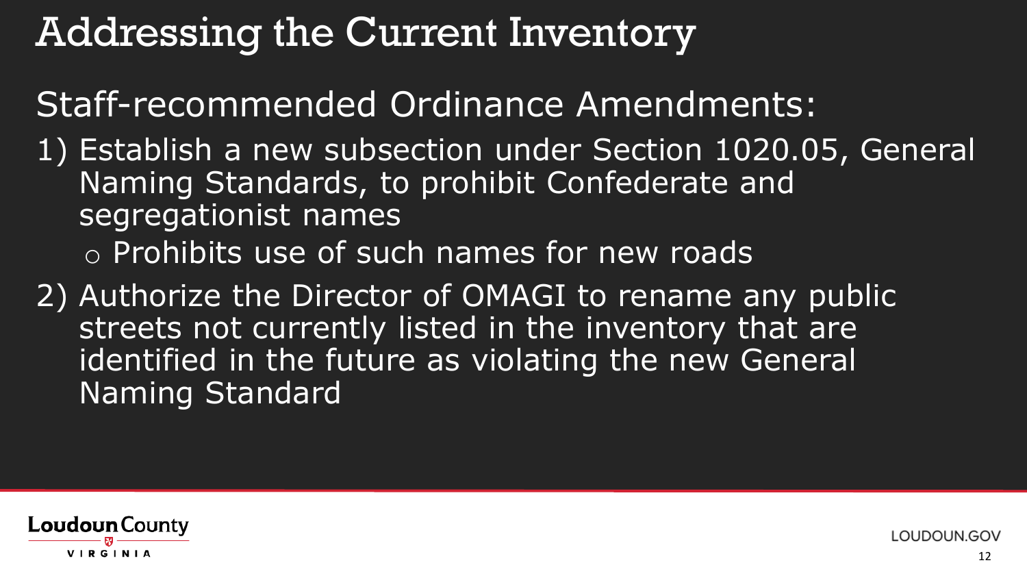# Addressing the Current Inventory

## Staff-recommended Ordinance Amendments:

1) Establish a new subsection under Section 1020.05, General Naming Standards, to prohibit Confederate and segregationist names
   - Prohibits use of such names for new roads
2) Authorize the Director of OMAGI to rename any public streets not currently listed in the inventory that are identified in the future as violating the new General Naming Standard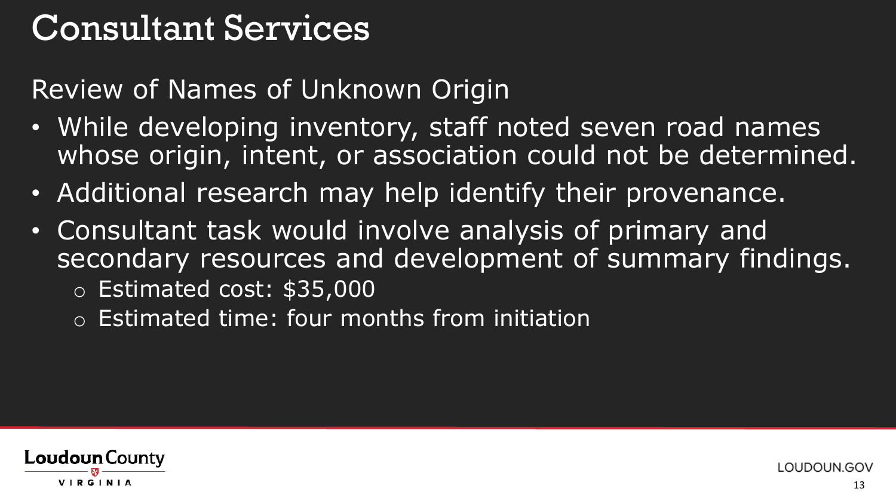# Consultant Services

Review of Names of Unknown Origin

- While developing inventory, staff noted seven road names whose origin, intent, or association could not be determined.
- Additional research may help identify their provenance.
- Consultant task would involve analysis of primary and secondary resources and development of summary findings.
  - Estimated cost: $35,000
  - Estimated time: four months from initiation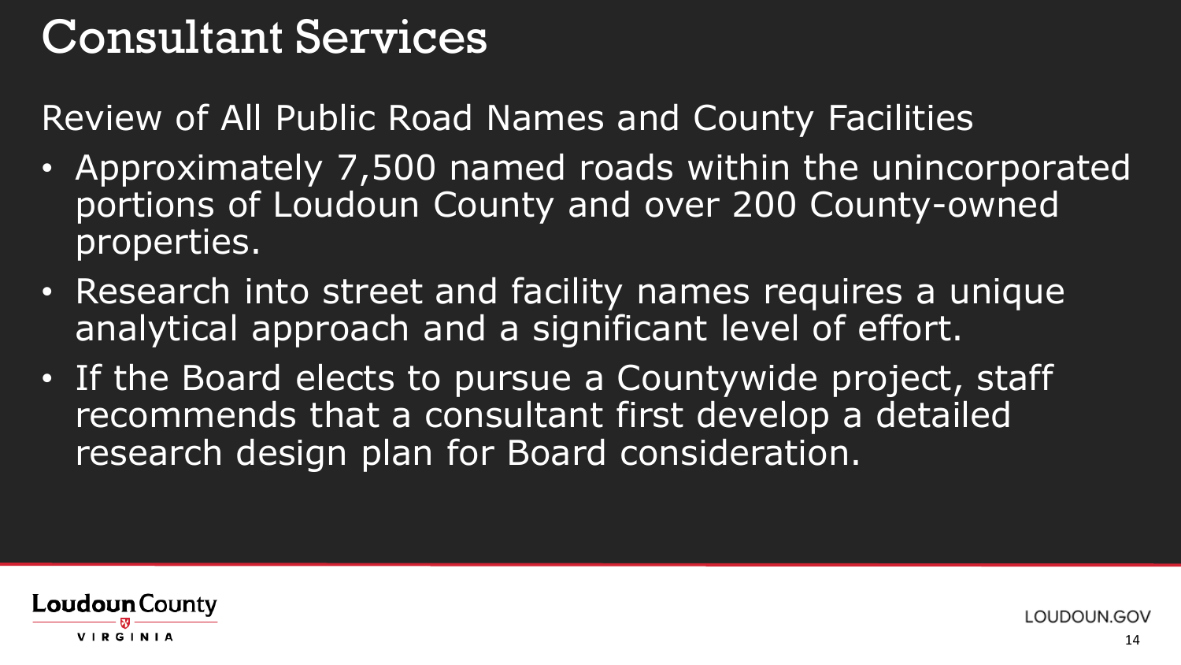# Consultant Services

Review of All Public Road Names and County Facilities

- Approximately 7,500 named roads within the unincorporated portions of Loudoun County and over 200 County-owned properties.
- Research into street and facility names requires a unique analytical approach and a significant level of effort.
- If the Board elects to pursue a Countywide project, staff recommends that a consultant first develop a detailed research design plan for Board consideration.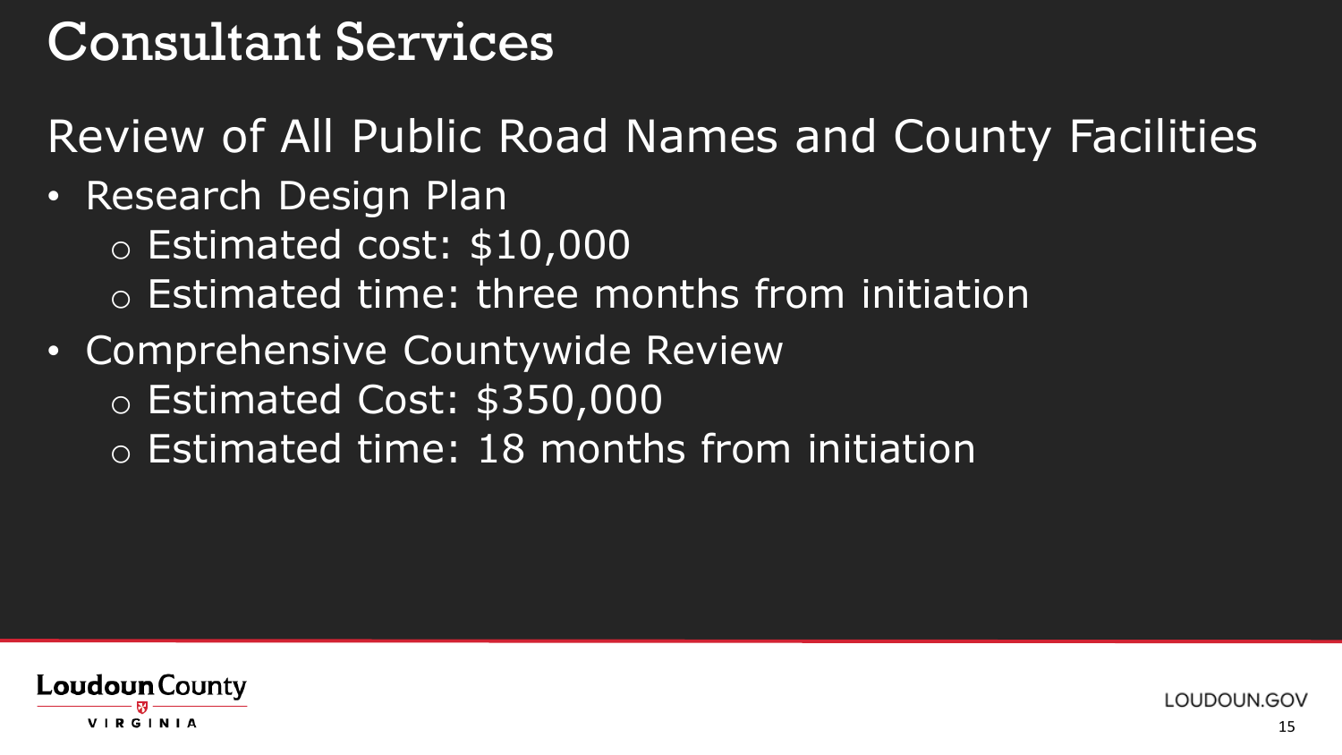# Consultant Services

## Review of All Public Road Names and County Facilities

- Research Design Plan
  - Estimated cost: $10,000
  - Estimated time: three months from initiation
- Comprehensive Countywide Review
  - Estimated Cost: $350,000
  - Estimated time: 18 months from initiation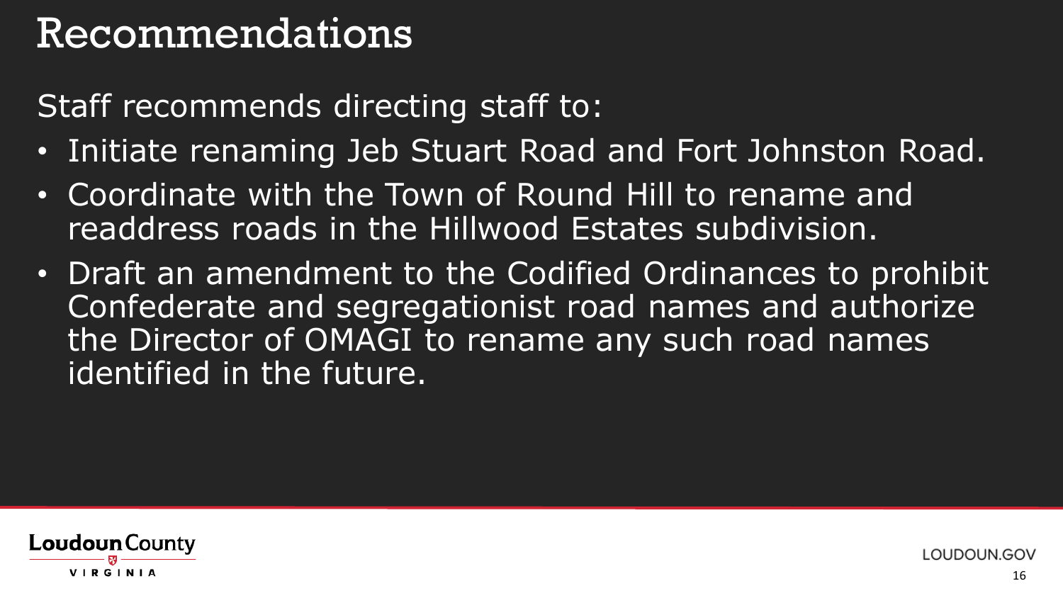# Recommendations

Staff recommends directing staff to:

- Initiate renaming Jeb Stuart Road and Fort Johnston Road.
- Coordinate with the Town of Round Hill to rename and readdress roads in the Hillwood Estates subdivision.
- Draft an amendment to the Codified Ordinances to prohibit Confederate and segregationist road names and authorize the Director of OMAGI to rename any such road names identified in the future.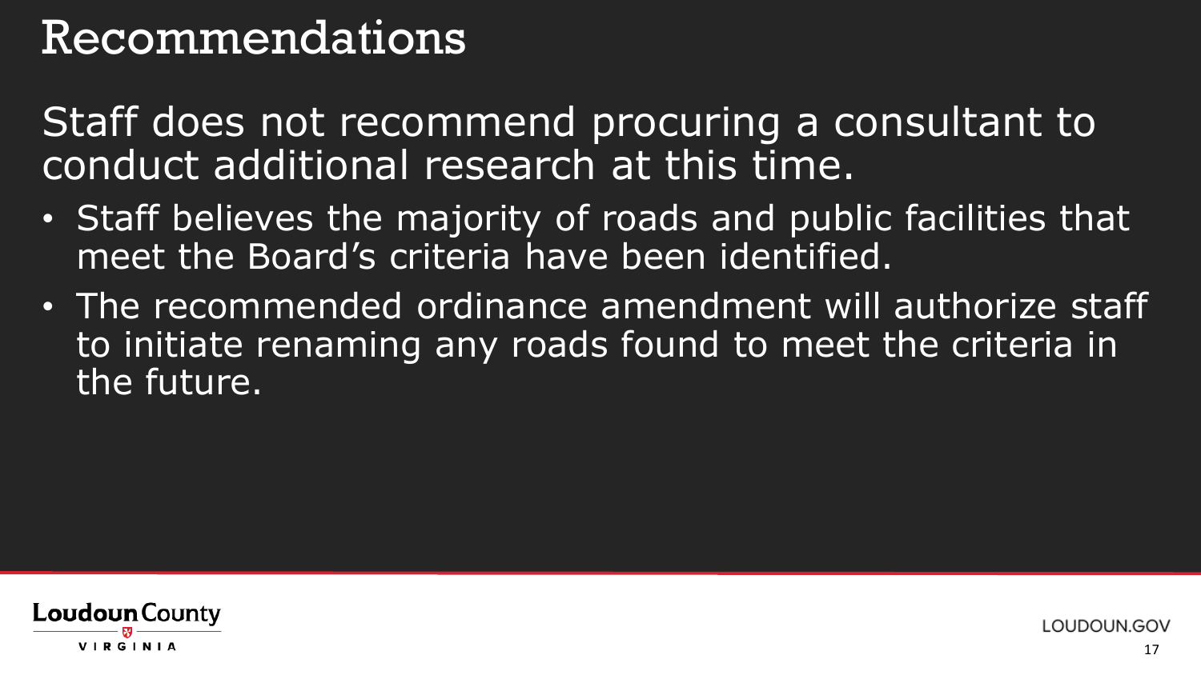# Recommendations

Staff does not recommend procuring a consultant to conduct additional research at this time.

- Staff believes the majority of roads and public facilities that meet the Board's criteria have been identified.
- The recommended ordinance amendment will authorize staff to initiate renaming any roads found to meet the criteria in the future.